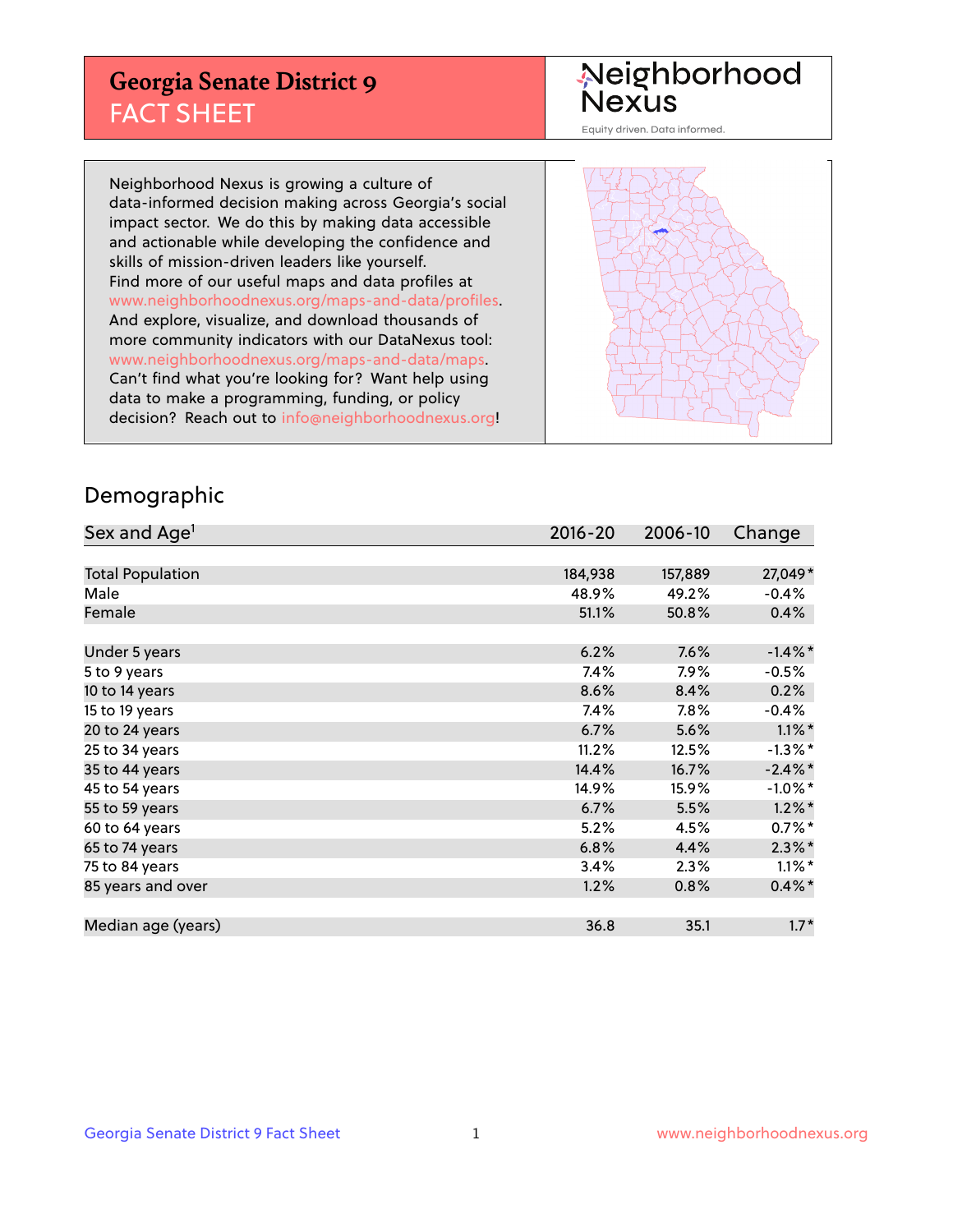# Georgia Senate District 9
## FACT SHEET

Neighborhood Nexus
Equity driven. Data informed.

Neighborhood Nexus is growing a culture of data-informed decision making across Georgia's social impact sector. We do this by making data accessible and actionable while developing the confidence and skills of mission-driven leaders like yourself. Find more of our useful maps and data profiles at www.neighborhoodnexus.org/maps-and-data/profiles. And explore, visualize, and download thousands of more community indicators with our DataNexus tool: www.neighborhoodnexus.org/maps-and-data/maps. Can't find what you're looking for? Want help using data to make a programming, funding, or policy decision? Reach out to info@neighborhoodnexus.org!

## Demographic

| Sex and Age[1] | 2016-20 | 2006-10 | Change |
|---|---|---|---|
| Total Population | 184,938 | 157,889 | 27,049* |
| Male | 48.9% | 49.2% | -0.4% |
| Female | 51.1% | 50.8% | 0.4% |
| | | | |
| Under 5 years | 6.2% | 7.6% | -1.4%* |
| 5 to 9 years | 7.4% | 7.9% | -0.5% |
| 10 to 14 years | 8.6% | 8.4% | 0.2% |
| 15 to 19 years | 7.4% | 7.8% | -0.4% |
| 20 to 24 years | 6.7% | 5.6% | 1.1%* |
| 25 to 34 years | 11.2% | 12.5% | -1.3%* |
| 35 to 44 years | 14.4% | 16.7% | -2.4%* |
| 45 to 54 years | 14.9% | 15.9% | -1.0%* |
| 55 to 59 years | 6.7% | 5.5% | 1.2%* |
| 60 to 64 years | 5.2% | 4.5% | 0.7%* |
| 65 to 74 years | 6.8% | 4.4% | 2.3%* |
| 75 to 84 years | 3.4% | 2.3% | 1.1%* |
| 85 years and over | 1.2% | 0.8% | 0.4%* |
| | | | |
| Median age (years) | 36.8 | 35.1 | 1.7* |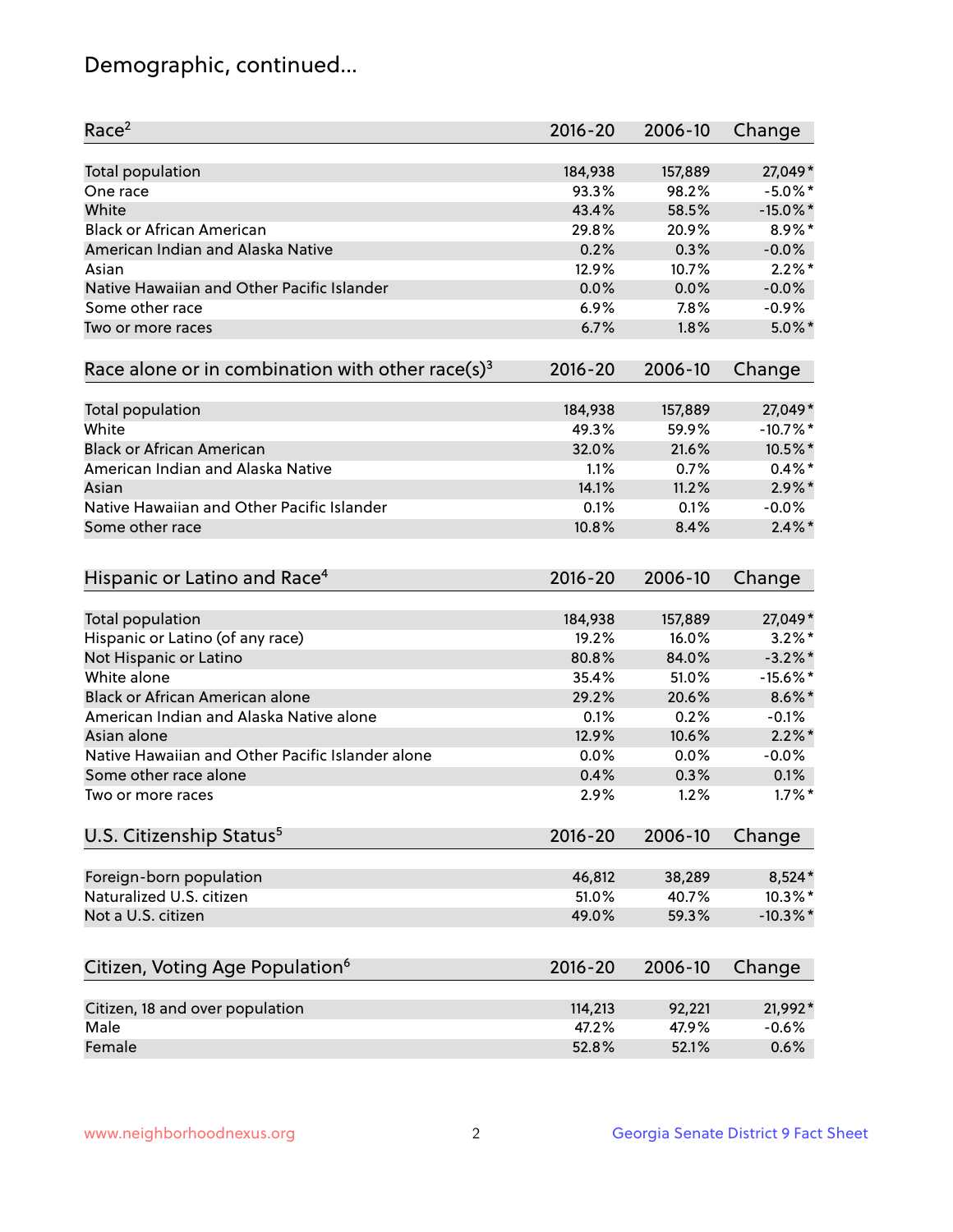## Demographic, continued...

| Race[2] | 2016-20 | 2006-10 | Change |
|---|---|---|---|
| Total population | 184,938 | 157,889 | 27,049* |
| One race | 93.3% | 98.2% | -5.0%* |
| White | 43.4% | 58.5% | -15.0%* |
| Black or African American | 29.8% | 20.9% | 8.9%* |
| American Indian and Alaska Native | 0.2% | 0.3% | -0.0% |
| Asian | 12.9% | 10.7% | 2.2%* |
| Native Hawaiian and Other Pacific Islander | 0.0% | 0.0% | -0.0% |
| Some other race | 6.9% | 7.8% | -0.9% |
| Two or more races | 6.7% | 1.8% | 5.0%* |

| Race alone or in combination with other race(s)[3] | 2016-20 | 2006-10 | Change |
|---|---|---|---|
| Total population | 184,938 | 157,889 | 27,049* |
| White | 49.3% | 59.9% | -10.7%* |
| Black or African American | 32.0% | 21.6% | 10.5%* |
| American Indian and Alaska Native | 1.1% | 0.7% | 0.4%* |
| Asian | 14.1% | 11.2% | 2.9%* |
| Native Hawaiian and Other Pacific Islander | 0.1% | 0.1% | -0.0% |
| Some other race | 10.8% | 8.4% | 2.4%* |

| Hispanic or Latino and Race[4] | 2016-20 | 2006-10 | Change |
|---|---|---|---|
| Total population | 184,938 | 157,889 | 27,049* |
| Hispanic or Latino (of any race) | 19.2% | 16.0% | 3.2%* |
| Not Hispanic or Latino | 80.8% | 84.0% | -3.2%* |
| White alone | 35.4% | 51.0% | -15.6%* |
| Black or African American alone | 29.2% | 20.6% | 8.6%* |
| American Indian and Alaska Native alone | 0.1% | 0.2% | -0.1% |
| Asian alone | 12.9% | 10.6% | 2.2%* |
| Native Hawaiian and Other Pacific Islander alone | 0.0% | 0.0% | -0.0% |
| Some other race alone | 0.4% | 0.3% | 0.1% |
| Two or more races | 2.9% | 1.2% | 1.7%* |

| U.S. Citizenship Status[5] | 2016-20 | 2006-10 | Change |
|---|---|---|---|
| Foreign-born population | 46,812 | 38,289 | 8,524* |
| Naturalized U.S. citizen | 51.0% | 40.7% | 10.3%* |
| Not a U.S. citizen | 49.0% | 59.3% | -10.3%* |

| Citizen, Voting Age Population[6] | 2016-20 | 2006-10 | Change |
|---|---|---|---|
| Citizen, 18 and over population | 114,213 | 92,221 | 21,992* |
| Male | 47.2% | 47.9% | -0.6% |
| Female | 52.8% | 52.1% | 0.6% |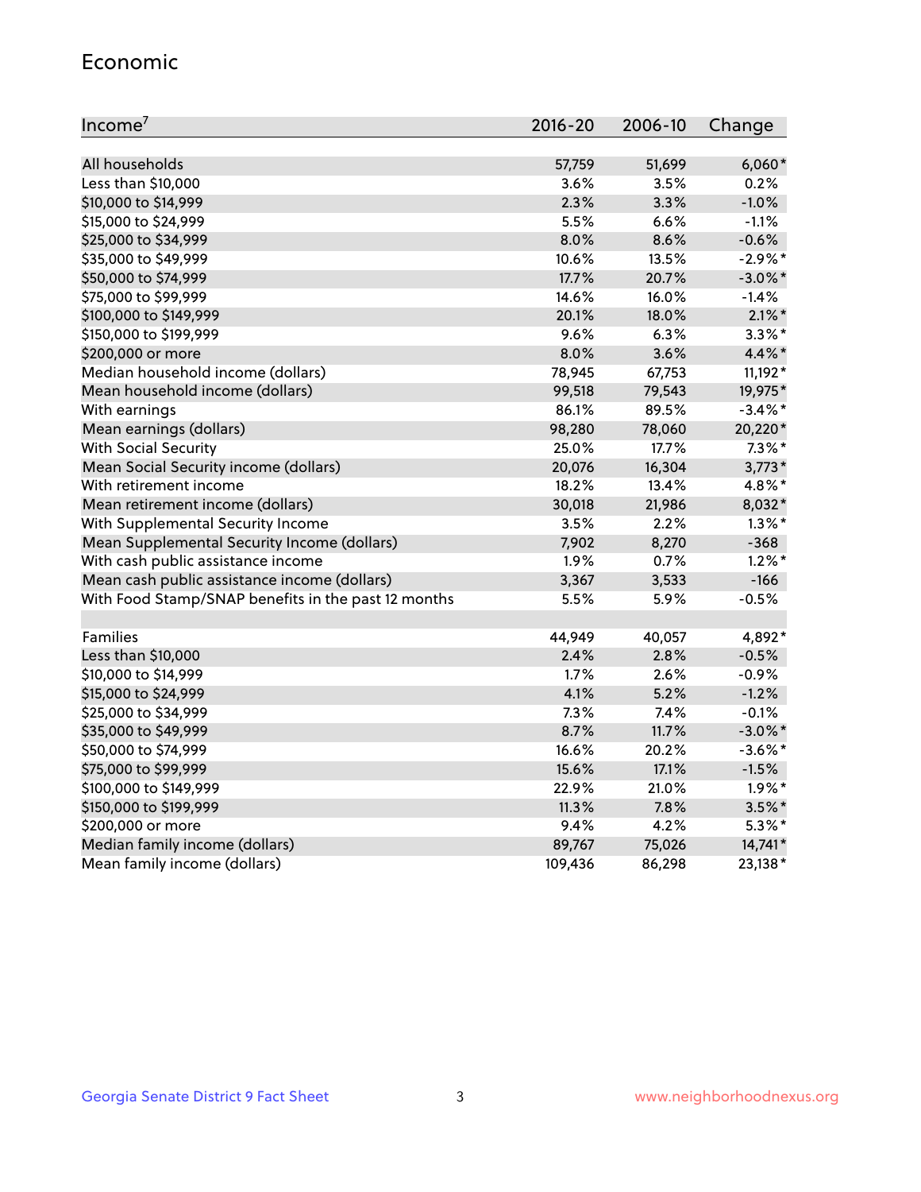## Economic

| Income[7] | 2016-20 | 2006-10 | Change |
|---|---|---|---|
| All households | 57,759 | 51,699 | 6,060* |
| Less than $10,000 | 3.6% | 3.5% | 0.2% |
| $10,000 to $14,999 | 2.3% | 3.3% | -1.0% |
| $15,000 to $24,999 | 5.5% | 6.6% | -1.1% |
| $25,000 to $34,999 | 8.0% | 8.6% | -0.6% |
| $35,000 to $49,999 | 10.6% | 13.5% | -2.9%* |
| $50,000 to $74,999 | 17.7% | 20.7% | -3.0%* |
| $75,000 to $99,999 | 14.6% | 16.0% | -1.4% |
| $100,000 to $149,999 | 20.1% | 18.0% | 2.1%* |
| $150,000 to $199,999 | 9.6% | 6.3% | 3.3%* |
| $200,000 or more | 8.0% | 3.6% | 4.4%* |
| Median household income (dollars) | 78,945 | 67,753 | 11,192* |
| Mean household income (dollars) | 99,518 | 79,543 | 19,975* |
| With earnings | 86.1% | 89.5% | -3.4%* |
| Mean earnings (dollars) | 98,280 | 78,060 | 20,220* |
| With Social Security | 25.0% | 17.7% | 7.3%* |
| Mean Social Security income (dollars) | 20,076 | 16,304 | 3,773* |
| With retirement income | 18.2% | 13.4% | 4.8%* |
| Mean retirement income (dollars) | 30,018 | 21,986 | 8,032* |
| With Supplemental Security Income | 3.5% | 2.2% | 1.3%* |
| Mean Supplemental Security Income (dollars) | 7,902 | 8,270 | -368 |
| With cash public assistance income | 1.9% | 0.7% | 1.2%* |
| Mean cash public assistance income (dollars) | 3,367 | 3,533 | -166 |
| With Food Stamp/SNAP benefits in the past 12 months | 5.5% | 5.9% | -0.5% |
| | | | |
| Families | 44,949 | 40,057 | 4,892* |
| Less than $10,000 | 2.4% | 2.8% | -0.5% |
| $10,000 to $14,999 | 1.7% | 2.6% | -0.9% |
| $15,000 to $24,999 | 4.1% | 5.2% | -1.2% |
| $25,000 to $34,999 | 7.3% | 7.4% | -0.1% |
| $35,000 to $49,999 | 8.7% | 11.7% | -3.0%* |
| $50,000 to $74,999 | 16.6% | 20.2% | -3.6%* |
| $75,000 to $99,999 | 15.6% | 17.1% | -1.5% |
| $100,000 to $149,999 | 22.9% | 21.0% | 1.9%* |
| $150,000 to $199,999 | 11.3% | 7.8% | 3.5%* |
| $200,000 or more | 9.4% | 4.2% | 5.3%* |
| Median family income (dollars) | 89,767 | 75,026 | 14,741* |
| Mean family income (dollars) | 109,436 | 86,298 | 23,138* |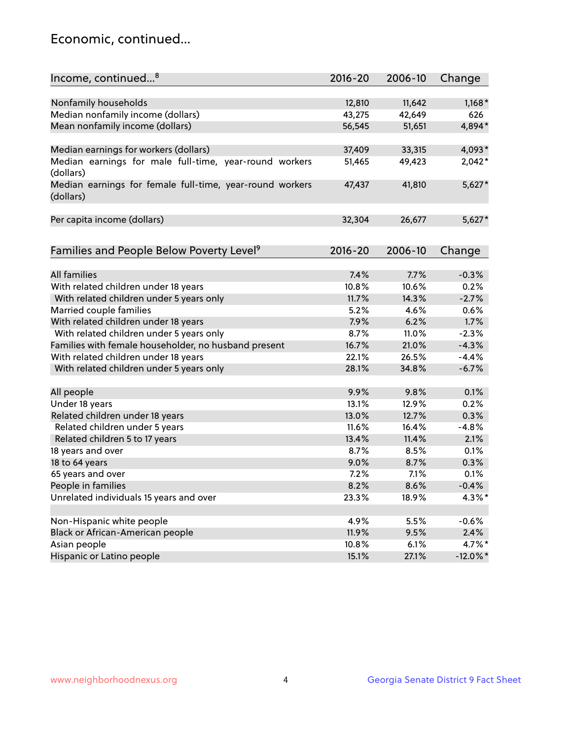## Economic, continued...

| Income, continued...[8] | 2016-20 | 2006-10 | Change |
|---|---|---|---|
| Nonfamily households | 12,810 | 11,642 | 1,168* |
| Median nonfamily income (dollars) | 43,275 | 42,649 | 626 |
| Mean nonfamily income (dollars) | 56,545 | 51,651 | 4,894* |
| Median earnings for workers (dollars) | 37,409 | 33,315 | 4,093* |
| Median earnings for male full-time, year-round workers (dollars) | 51,465 | 49,423 | 2,042* |
| Median earnings for female full-time, year-round workers (dollars) | 47,437 | 41,810 | 5,627* |
| Per capita income (dollars) | 32,304 | 26,677 | 5,627* |

| Families and People Below Poverty Level[9] | 2016-20 | 2006-10 | Change |
|---|---|---|---|
| All families | 7.4% | 7.7% | -0.3% |
| With related children under 18 years | 10.8% | 10.6% | 0.2% |
| With related children under 5 years only | 11.7% | 14.3% | -2.7% |
| Married couple families | 5.2% | 4.6% | 0.6% |
| With related children under 18 years | 7.9% | 6.2% | 1.7% |
| With related children under 5 years only | 8.7% | 11.0% | -2.3% |
| Families with female householder, no husband present | 16.7% | 21.0% | -4.3% |
| With related children under 18 years | 22.1% | 26.5% | -4.4% |
| With related children under 5 years only | 28.1% | 34.8% | -6.7% |
| All people | 9.9% | 9.8% | 0.1% |
| Under 18 years | 13.1% | 12.9% | 0.2% |
| Related children under 18 years | 13.0% | 12.7% | 0.3% |
| Related children under 5 years | 11.6% | 16.4% | -4.8% |
| Related children 5 to 17 years | 13.4% | 11.4% | 2.1% |
| 18 years and over | 8.7% | 8.5% | 0.1% |
| 18 to 64 years | 9.0% | 8.7% | 0.3% |
| 65 years and over | 7.2% | 7.1% | 0.1% |
| People in families | 8.2% | 8.6% | -0.4% |
| Unrelated individuals 15 years and over | 23.3% | 18.9% | 4.3%* |
| Non-Hispanic white people | 4.9% | 5.5% | -0.6% |
| Black or African-American people | 11.9% | 9.5% | 2.4% |
| Asian people | 10.8% | 6.1% | 4.7%* |
| Hispanic or Latino people | 15.1% | 27.1% | -12.0%* |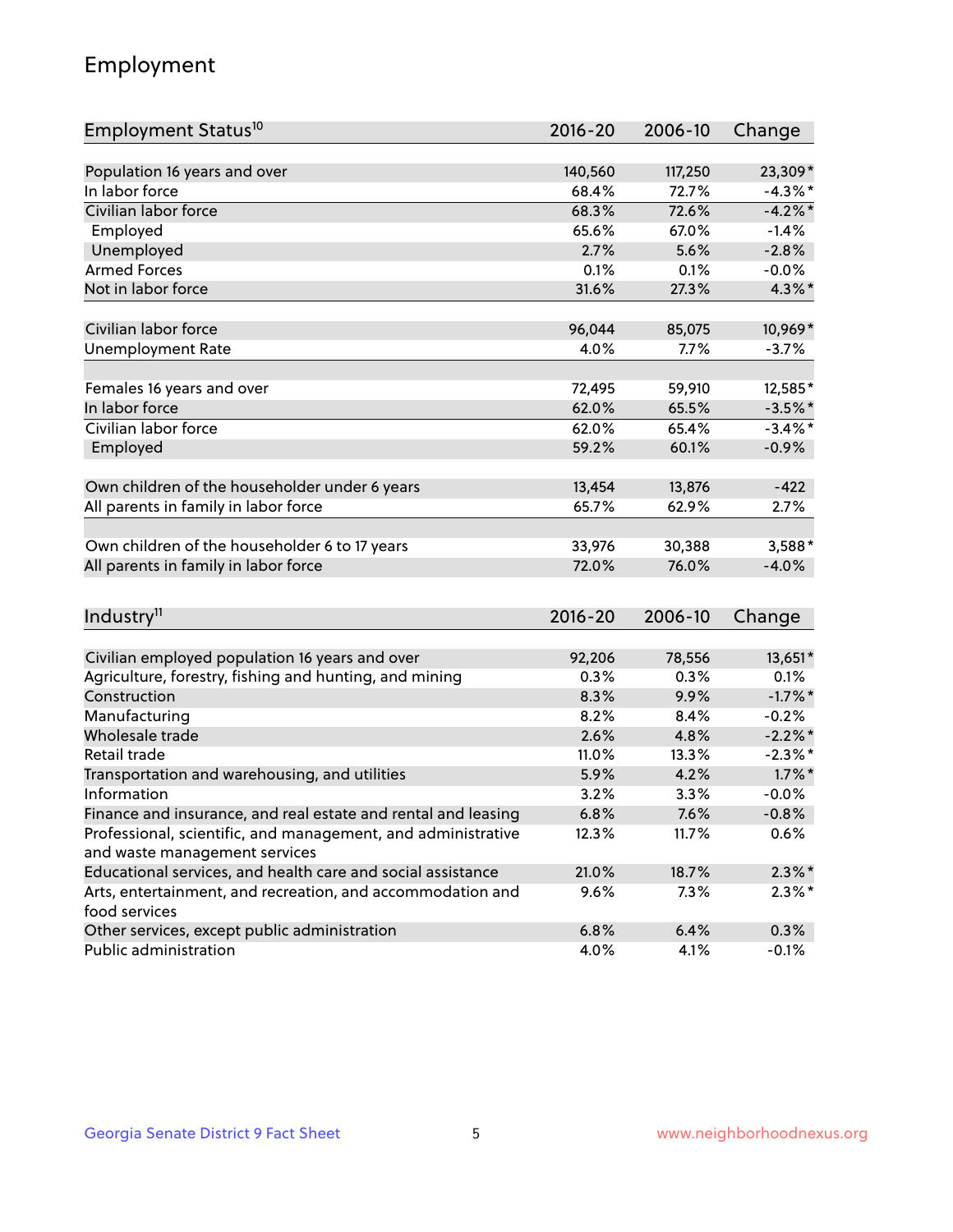## Employment

| Employment Status[10] | 2016-20 | 2006-10 | Change |
|---|---|---|---|
| Population 16 years and over | 140,560 | 117,250 | 23,309* |
| In labor force | 68.4% | 72.7% | -4.3%* |
| Civilian labor force | 68.3% | 72.6% | -4.2%* |
| Employed | 65.6% | 67.0% | -1.4% |
| Unemployed | 2.7% | 5.6% | -2.8% |
| Armed Forces | 0.1% | 0.1% | -0.0% |
| Not in labor force | 31.6% | 27.3% | 4.3%* |
| | | | |
| Civilian labor force | 96,044 | 85,075 | 10,969* |
| Unemployment Rate | 4.0% | 7.7% | -3.7% |
| | | | |
| Females 16 years and over | 72,495 | 59,910 | 12,585* |
| In labor force | 62.0% | 65.5% | -3.5%* |
| Civilian labor force | 62.0% | 65.4% | -3.4%* |
| Employed | 59.2% | 60.1% | -0.9% |
| | | | |
| Own children of the householder under 6 years | 13,454 | 13,876 | -422 |
| All parents in family in labor force | 65.7% | 62.9% | 2.7% |
| | | | |
| Own children of the householder 6 to 17 years | 33,976 | 30,388 | 3,588* |
| All parents in family in labor force | 72.0% | 76.0% | -4.0% |

| Industry[11] | 2016-20 | 2006-10 | Change |
|---|---|---|---|
| Civilian employed population 16 years and over | 92,206 | 78,556 | 13,651* |
| Agriculture, forestry, fishing and hunting, and mining | 0.3% | 0.3% | 0.1% |
| Construction | 8.3% | 9.9% | -1.7%* |
| Manufacturing | 8.2% | 8.4% | -0.2% |
| Wholesale trade | 2.6% | 4.8% | -2.2%* |
| Retail trade | 11.0% | 13.3% | -2.3%* |
| Transportation and warehousing, and utilities | 5.9% | 4.2% | 1.7%* |
| Information | 3.2% | 3.3% | -0.0% |
| Finance and insurance, and real estate and rental and leasing | 6.8% | 7.6% | -0.8% |
| Professional, scientific, and management, and administrative and waste management services | 12.3% | 11.7% | 0.6% |
| Educational services, and health care and social assistance | 21.0% | 18.7% | 2.3%* |
| Arts, entertainment, and recreation, and accommodation and food services | 9.6% | 7.3% | 2.3%* |
| Other services, except public administration | 6.8% | 6.4% | 0.3% |
| Public administration | 4.0% | 4.1% | -0.1% |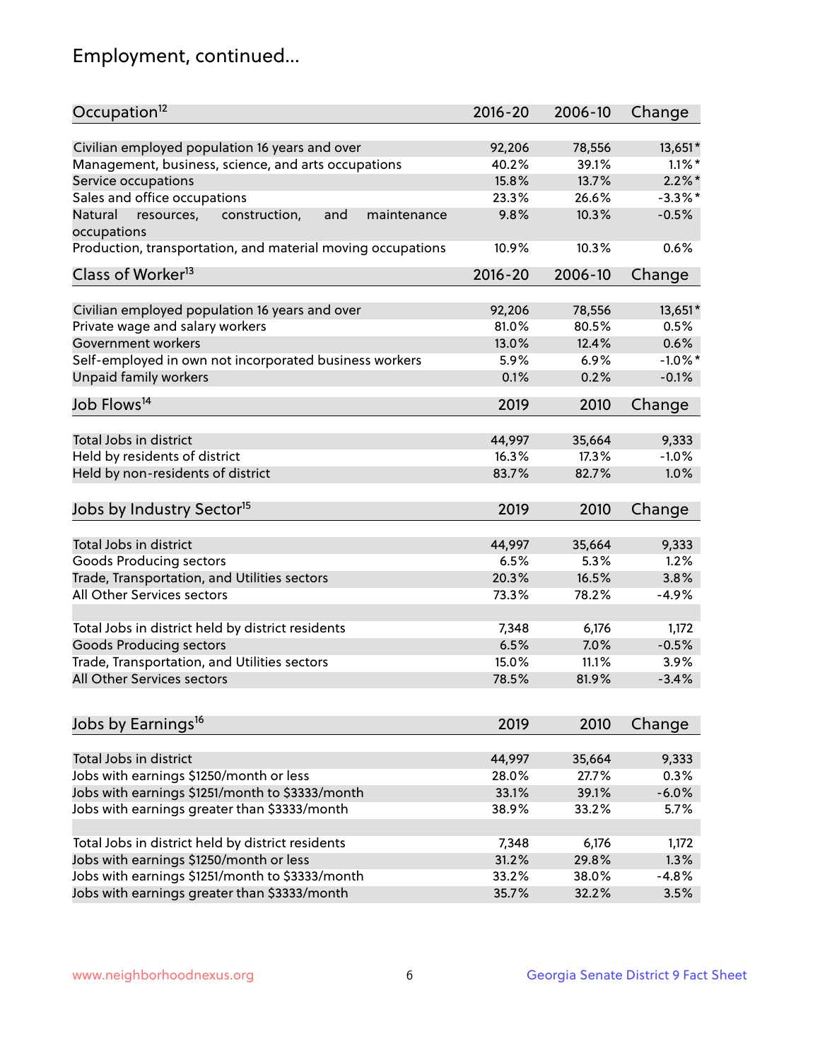# Employment, continued...

| Occupation[12] | 2016-20 | 2006-10 | Change |
|---|---|---|---|
| Civilian employed population 16 years and over | 92,206 | 78,556 | 13,651* |
| Management, business, science, and arts occupations | 40.2% | 39.1% | 1.1%* |
| Service occupations | 15.8% | 13.7% | 2.2%* |
| Sales and office occupations | 23.3% | 26.6% | -3.3%* |
| Natural resources, construction, and maintenance occupations | 9.8% | 10.3% | -0.5% |
| Production, transportation, and material moving occupations | 10.9% | 10.3% | 0.6% |

| Class of Worker[13] | 2016-20 | 2006-10 | Change |
|---|---|---|---|
| Civilian employed population 16 years and over | 92,206 | 78,556 | 13,651* |
| Private wage and salary workers | 81.0% | 80.5% | 0.5% |
| Government workers | 13.0% | 12.4% | 0.6% |
| Self-employed in own not incorporated business workers | 5.9% | 6.9% | -1.0%* |
| Unpaid family workers | 0.1% | 0.2% | -0.1% |

| Job Flows[14] | 2019 | 2010 | Change |
|---|---|---|---|
| Total Jobs in district | 44,997 | 35,664 | 9,333 |
| Held by residents of district | 16.3% | 17.3% | -1.0% |
| Held by non-residents of district | 83.7% | 82.7% | 1.0% |

| Jobs by Industry Sector[15] | 2019 | 2010 | Change |
|---|---|---|---|
| Total Jobs in district | 44,997 | 35,664 | 9,333 |
| Goods Producing sectors | 6.5% | 5.3% | 1.2% |
| Trade, Transportation, and Utilities sectors | 20.3% | 16.5% | 3.8% |
| All Other Services sectors | 73.3% | 78.2% | -4.9% |
| | | | |
| Total Jobs in district held by district residents | 7,348 | 6,176 | 1,172 |
| Goods Producing sectors | 6.5% | 7.0% | -0.5% |
| Trade, Transportation, and Utilities sectors | 15.0% | 11.1% | 3.9% |
| All Other Services sectors | 78.5% | 81.9% | -3.4% |

| Jobs by Earnings[16] | 2019 | 2010 | Change |
|---|---|---|---|
| Total Jobs in district | 44,997 | 35,664 | 9,333 |
| Jobs with earnings $1250/month or less | 28.0% | 27.7% | 0.3% |
| Jobs with earnings $1251/month to $3333/month | 33.1% | 39.1% | -6.0% |
| Jobs with earnings greater than $3333/month | 38.9% | 33.2% | 5.7% |
| | | | |
| Total Jobs in district held by district residents | 7,348 | 6,176 | 1,172 |
| Jobs with earnings $1250/month or less | 31.2% | 29.8% | 1.3% |
| Jobs with earnings $1251/month to $3333/month | 33.2% | 38.0% | -4.8% |
| Jobs with earnings greater than $3333/month | 35.7% | 32.2% | 3.5% |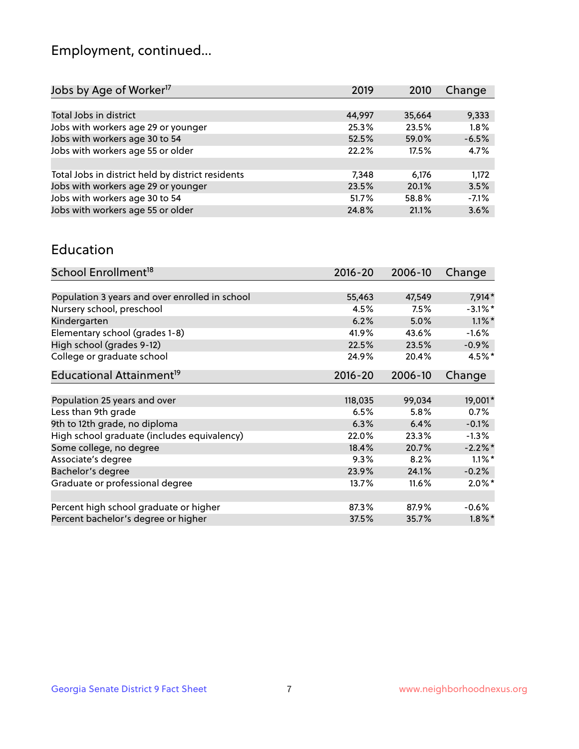# Employment, continued...

| Jobs by Age of Worker[17] | 2019 | 2010 | Change |
|---|---|---|---|
| | | | |
| Total Jobs in district | 44,997 | 35,664 | 9,333 |
| Jobs with workers age 29 or younger | 25.3% | 23.5% | 1.8% |
| Jobs with workers age 30 to 54 | 52.5% | 59.0% | -6.5% |
| Jobs with workers age 55 or older | 22.2% | 17.5% | 4.7% |
| | | | |
| Total Jobs in district held by district residents | 7,348 | 6,176 | 1,172 |
| Jobs with workers age 29 or younger | 23.5% | 20.1% | 3.5% |
| Jobs with workers age 30 to 54 | 51.7% | 58.8% | -7.1% |
| Jobs with workers age 55 or older | 24.8% | 21.1% | 3.6% |

## Education

| School Enrollment[18] | 2016-20 | 2006-10 | Change |
|---|---|---|---|
| | | | |
| Population 3 years and over enrolled in school | 55,463 | 47,549 | 7,914* |
| Nursery school, preschool | 4.5% | 7.5% | -3.1%* |
| Kindergarten | 6.2% | 5.0% | 1.1%* |
| Elementary school (grades 1-8) | 41.9% | 43.6% | -1.6% |
| High school (grades 9-12) | 22.5% | 23.5% | -0.9% |
| College or graduate school | 24.9% | 20.4% | 4.5%* |

| Educational Attainment[19] | 2016-20 | 2006-10 | Change |
|---|---|---|---|
| | | | |
| Population 25 years and over | 118,035 | 99,034 | 19,001* |
| Less than 9th grade | 6.5% | 5.8% | 0.7% |
| 9th to 12th grade, no diploma | 6.3% | 6.4% | -0.1% |
| High school graduate (includes equivalency) | 22.0% | 23.3% | -1.3% |
| Some college, no degree | 18.4% | 20.7% | -2.2%* |
| Associate's degree | 9.3% | 8.2% | 1.1%* |
| Bachelor's degree | 23.9% | 24.1% | -0.2% |
| Graduate or professional degree | 13.7% | 11.6% | 2.0%* |
| | | | |
| Percent high school graduate or higher | 87.3% | 87.9% | -0.6% |
| Percent bachelor's degree or higher | 37.5% | 35.7% | 1.8%* |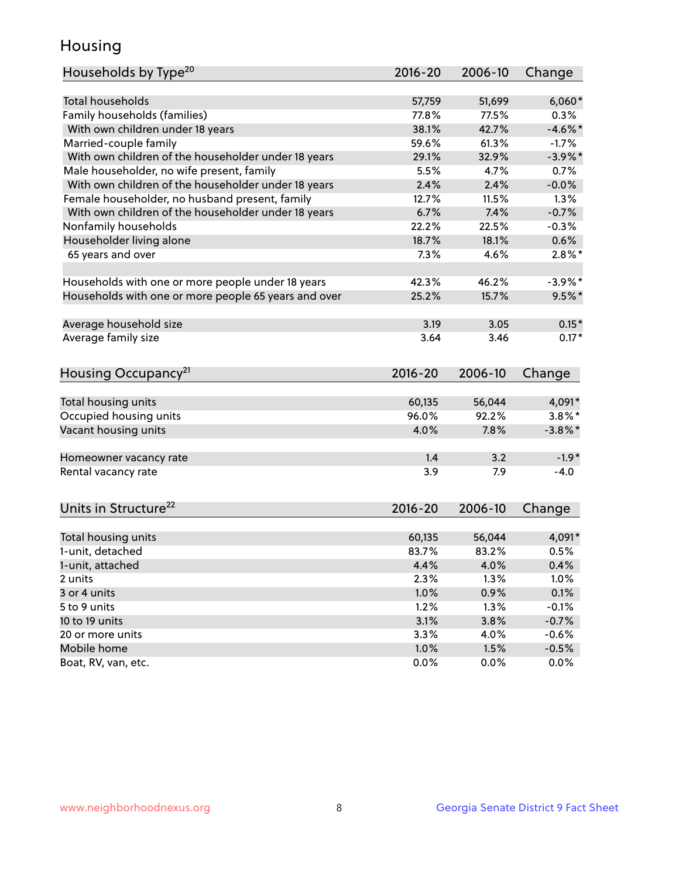# Housing

| Households by Type[20] | 2016-20 | 2006-10 | Change |
|---|---|---|---|
| Total households | 57,759 | 51,699 | 6,060* |
| Family households (families) | 77.8% | 77.5% | 0.3% |
| With own children under 18 years | 38.1% | 42.7% | -4.6%* |
| Married-couple family | 59.6% | 61.3% | -1.7% |
| With own children of the householder under 18 years | 29.1% | 32.9% | -3.9%* |
| Male householder, no wife present, family | 5.5% | 4.7% | 0.7% |
| With own children of the householder under 18 years | 2.4% | 2.4% | -0.0% |
| Female householder, no husband present, family | 12.7% | 11.5% | 1.3% |
| With own children of the householder under 18 years | 6.7% | 7.4% | -0.7% |
| Nonfamily households | 22.2% | 22.5% | -0.3% |
| Householder living alone | 18.7% | 18.1% | 0.6% |
| 65 years and over | 7.3% | 4.6% | 2.8%* |
| | | | |
| Households with one or more people under 18 years | 42.3% | 46.2% | -3.9%* |
| Households with one or more people 65 years and over | 25.2% | 15.7% | 9.5%* |
| | | | |
| Average household size | 3.19 | 3.05 | 0.15* |
| Average family size | 3.64 | 3.46 | 0.17* |

| Housing Occupancy[21] | 2016-20 | 2006-10 | Change |
|---|---|---|---|
| Total housing units | 60,135 | 56,044 | 4,091* |
| Occupied housing units | 96.0% | 92.2% | 3.8%* |
| Vacant housing units | 4.0% | 7.8% | -3.8%* |
| | | | |
| Homeowner vacancy rate | 1.4 | 3.2 | -1.9* |
| Rental vacancy rate | 3.9 | 7.9 | -4.0 |

| Units in Structure[22] | 2016-20 | 2006-10 | Change |
|---|---|---|---|
| Total housing units | 60,135 | 56,044 | 4,091* |
| 1-unit, detached | 83.7% | 83.2% | 0.5% |
| 1-unit, attached | 4.4% | 4.0% | 0.4% |
| 2 units | 2.3% | 1.3% | 1.0% |
| 3 or 4 units | 1.0% | 0.9% | 0.1% |
| 5 to 9 units | 1.2% | 1.3% | -0.1% |
| 10 to 19 units | 3.1% | 3.8% | -0.7% |
| 20 or more units | 3.3% | 4.0% | -0.6% |
| Mobile home | 1.0% | 1.5% | -0.5% |
| Boat, RV, van, etc. | 0.0% | 0.0% | 0.0% |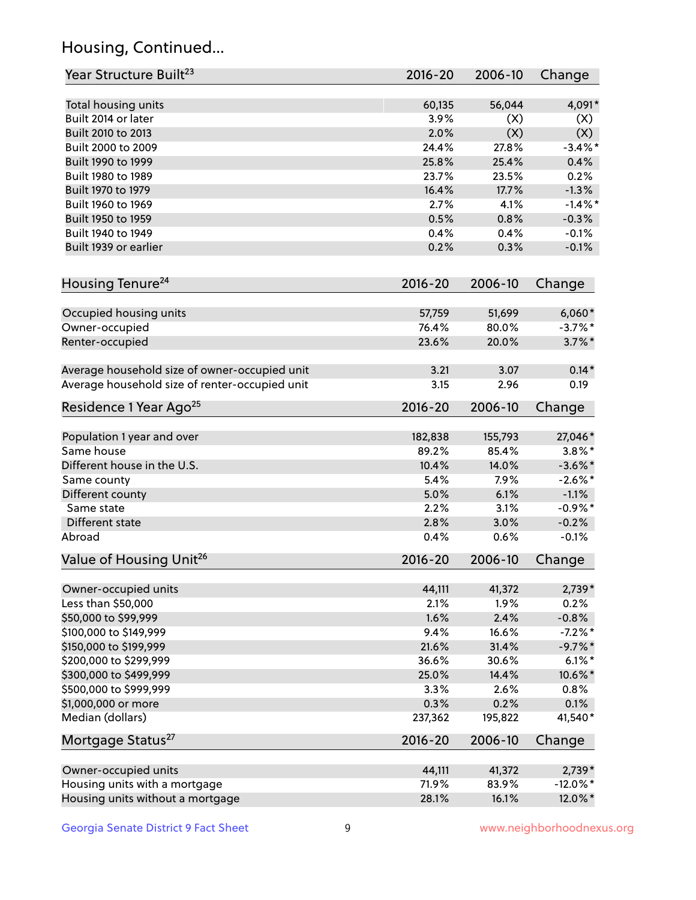## Housing, Continued...

| Year Structure Built[23] | 2016-20 | 2006-10 | Change |
|---|---|---|---|
| Total housing units | 60,135 | 56,044 | 4,091* |
| Built 2014 or later | 3.9% | (X) | (X) |
| Built 2010 to 2013 | 2.0% | (X) | (X) |
| Built 2000 to 2009 | 24.4% | 27.8% | -3.4%* |
| Built 1990 to 1999 | 25.8% | 25.4% | 0.4% |
| Built 1980 to 1989 | 23.7% | 23.5% | 0.2% |
| Built 1970 to 1979 | 16.4% | 17.7% | -1.3% |
| Built 1960 to 1969 | 2.7% | 4.1% | -1.4%* |
| Built 1950 to 1959 | 0.5% | 0.8% | -0.3% |
| Built 1940 to 1949 | 0.4% | 0.4% | -0.1% |
| Built 1939 or earlier | 0.2% | 0.3% | -0.1% |

| Housing Tenure[24] | 2016-20 | 2006-10 | Change |
|---|---|---|---|
| Occupied housing units | 57,759 | 51,699 | 6,060* |
| Owner-occupied | 76.4% | 80.0% | -3.7%* |
| Renter-occupied | 23.6% | 20.0% | 3.7%* |
| Average household size of owner-occupied unit | 3.21 | 3.07 | 0.14* |
| Average household size of renter-occupied unit | 3.15 | 2.96 | 0.19 |

| Residence 1 Year Ago[25] | 2016-20 | 2006-10 | Change |
|---|---|---|---|
| Population 1 year and over | 182,838 | 155,793 | 27,046* |
| Same house | 89.2% | 85.4% | 3.8%* |
| Different house in the U.S. | 10.4% | 14.0% | -3.6%* |
| Same county | 5.4% | 7.9% | -2.6%* |
| Different county | 5.0% | 6.1% | -1.1% |
| Same state | 2.2% | 3.1% | -0.9%* |
| Different state | 2.8% | 3.0% | -0.2% |
| Abroad | 0.4% | 0.6% | -0.1% |

| Value of Housing Unit[26] | 2016-20 | 2006-10 | Change |
|---|---|---|---|
| Owner-occupied units | 44,111 | 41,372 | 2,739* |
| Less than $50,000 | 2.1% | 1.9% | 0.2% |
| $50,000 to $99,999 | 1.6% | 2.4% | -0.8% |
| $100,000 to $149,999 | 9.4% | 16.6% | -7.2%* |
| $150,000 to $199,999 | 21.6% | 31.4% | -9.7%* |
| $200,000 to $299,999 | 36.6% | 30.6% | 6.1%* |
| $300,000 to $499,999 | 25.0% | 14.4% | 10.6%* |
| $500,000 to $999,999 | 3.3% | 2.6% | 0.8% |
| $1,000,000 or more | 0.3% | 0.2% | 0.1% |
| Median (dollars) | 237,362 | 195,822 | 41,540* |

| Mortgage Status[27] | 2016-20 | 2006-10 | Change |
|---|---|---|---|
| Owner-occupied units | 44,111 | 41,372 | 2,739* |
| Housing units with a mortgage | 71.9% | 83.9% | -12.0%* |
| Housing units without a mortgage | 28.1% | 16.1% | 12.0%* |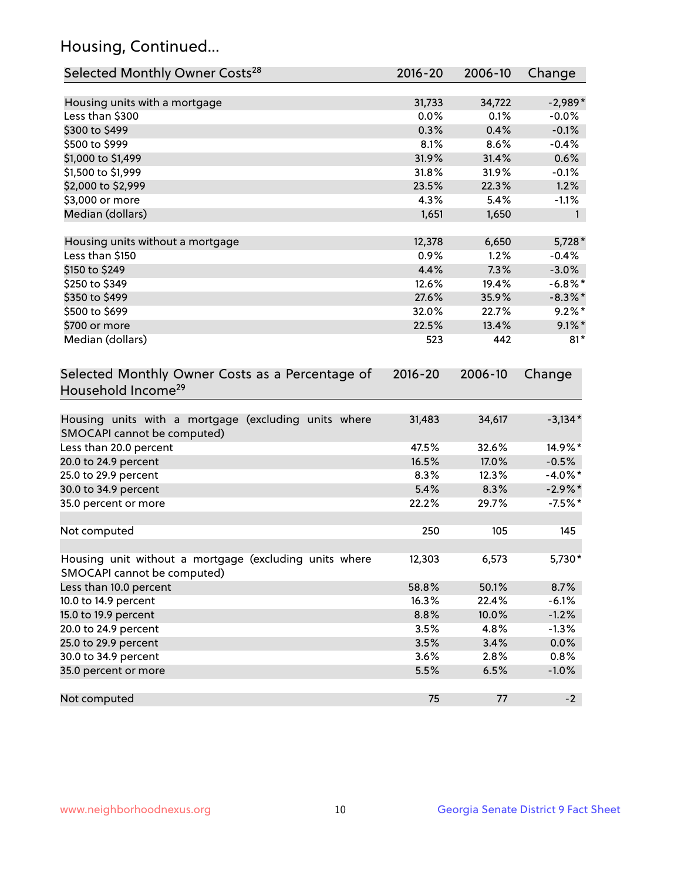## Housing, Continued...

| Selected Monthly Owner Costs[28] | 2016-20 | 2006-10 | Change |
|---|---|---|---|
| Housing units with a mortgage | 31,733 | 34,722 | -2,989* |
| Less than $300 | 0.0% | 0.1% | -0.0% |
| $300 to $499 | 0.3% | 0.4% | -0.1% |
| $500 to $999 | 8.1% | 8.6% | -0.4% |
| $1,000 to $1,499 | 31.9% | 31.4% | 0.6% |
| $1,500 to $1,999 | 31.8% | 31.9% | -0.1% |
| $2,000 to $2,999 | 23.5% | 22.3% | 1.2% |
| $3,000 or more | 4.3% | 5.4% | -1.1% |
| Median (dollars) | 1,651 | 1,650 | 1 |
| Housing units without a mortgage | 12,378 | 6,650 | 5,728* |
| Less than $150 | 0.9% | 1.2% | -0.4% |
| $150 to $249 | 4.4% | 7.3% | -3.0% |
| $250 to $349 | 12.6% | 19.4% | -6.8%* |
| $350 to $499 | 27.6% | 35.9% | -8.3%* |
| $500 to $699 | 32.0% | 22.7% | 9.2%* |
| $700 or more | 22.5% | 13.4% | 9.1%* |
| Median (dollars) | 523 | 442 | 81* |

| Selected Monthly Owner Costs as a Percentage of Household Income[29] | 2016-20 | 2006-10 | Change |
|---|---|---|---|
| Housing units with a mortgage (excluding units where SMOCAPI cannot be computed) | 31,483 | 34,617 | -3,134* |
| Less than 20.0 percent | 47.5% | 32.6% | 14.9%* |
| 20.0 to 24.9 percent | 16.5% | 17.0% | -0.5% |
| 25.0 to 29.9 percent | 8.3% | 12.3% | -4.0%* |
| 30.0 to 34.9 percent | 5.4% | 8.3% | -2.9%* |
| 35.0 percent or more | 22.2% | 29.7% | -7.5%* |
| Not computed | 250 | 105 | 145 |
| Housing unit without a mortgage (excluding units where SMOCAPI cannot be computed) | 12,303 | 6,573 | 5,730* |
| Less than 10.0 percent | 58.8% | 50.1% | 8.7% |
| 10.0 to 14.9 percent | 16.3% | 22.4% | -6.1% |
| 15.0 to 19.9 percent | 8.8% | 10.0% | -1.2% |
| 20.0 to 24.9 percent | 3.5% | 4.8% | -1.3% |
| 25.0 to 29.9 percent | 3.5% | 3.4% | 0.0% |
| 30.0 to 34.9 percent | 3.6% | 2.8% | 0.8% |
| 35.0 percent or more | 5.5% | 6.5% | -1.0% |
| Not computed | 75 | 77 | -2 |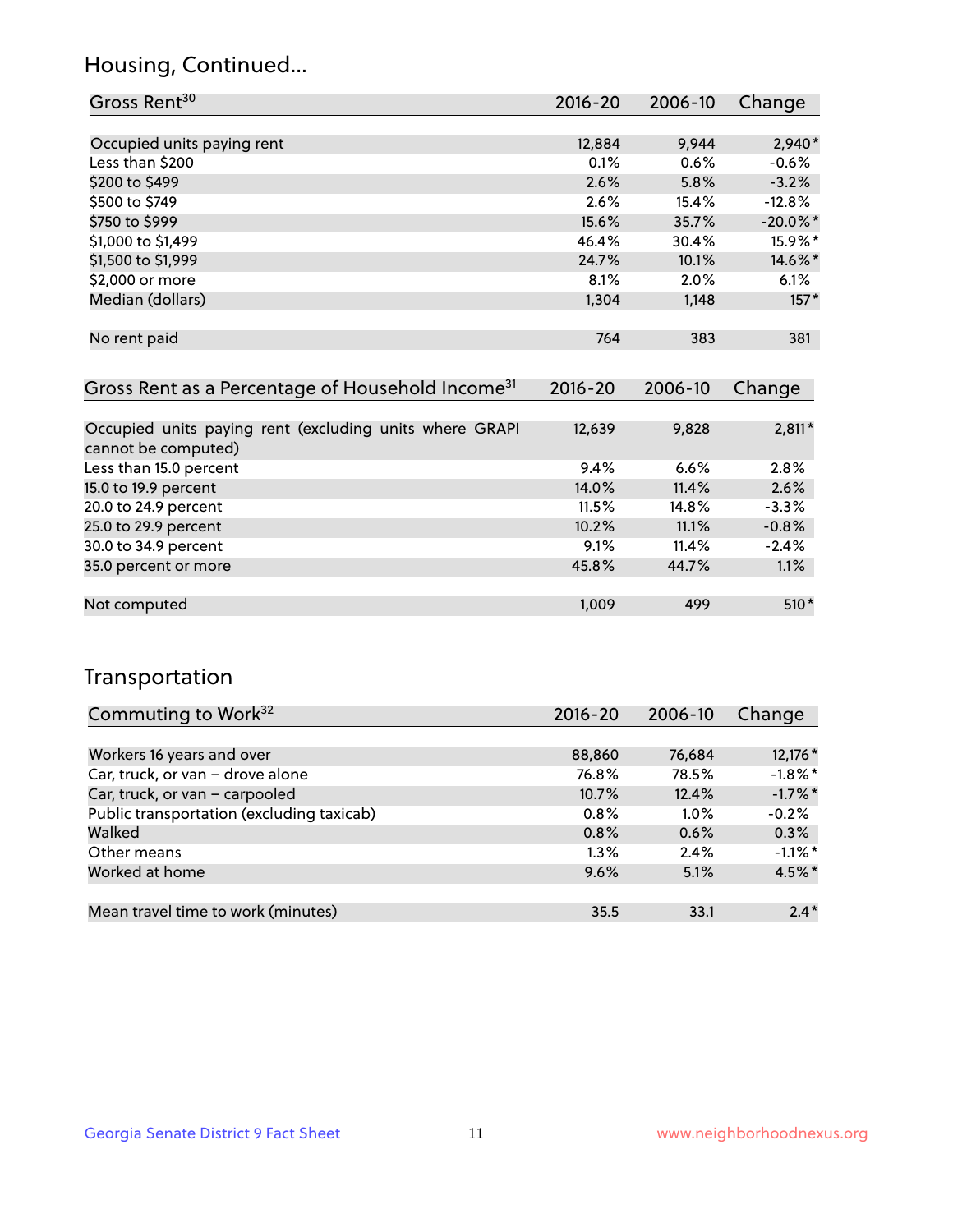## Housing, Continued...

| Gross Rent[30] | 2016-20 | 2006-10 | Change |
|---|---|---|---|
| Occupied units paying rent | 12,884 | 9,944 | 2,940* |
| Less than $200 | 0.1% | 0.6% | -0.6% |
| $200 to $499 | 2.6% | 5.8% | -3.2% |
| $500 to $749 | 2.6% | 15.4% | -12.8% |
| $750 to $999 | 15.6% | 35.7% | -20.0%* |
| $1,000 to $1,499 | 46.4% | 30.4% | 15.9%* |
| $1,500 to $1,999 | 24.7% | 10.1% | 14.6%* |
| $2,000 or more | 8.1% | 2.0% | 6.1% |
| Median (dollars) | 1,304 | 1,148 | 157* |
| No rent paid | 764 | 383 | 381 |

| Gross Rent as a Percentage of Household Income[31] | 2016-20 | 2006-10 | Change |
|---|---|---|---|
| Occupied units paying rent (excluding units where GRAPI cannot be computed) | 12,639 | 9,828 | 2,811* |
| Less than 15.0 percent | 9.4% | 6.6% | 2.8% |
| 15.0 to 19.9 percent | 14.0% | 11.4% | 2.6% |
| 20.0 to 24.9 percent | 11.5% | 14.8% | -3.3% |
| 25.0 to 29.9 percent | 10.2% | 11.1% | -0.8% |
| 30.0 to 34.9 percent | 9.1% | 11.4% | -2.4% |
| 35.0 percent or more | 45.8% | 44.7% | 1.1% |
| Not computed | 1,009 | 499 | 510* |

## Transportation

| Commuting to Work[32] | 2016-20 | 2006-10 | Change |
|---|---|---|---|
| Workers 16 years and over | 88,860 | 76,684 | 12,176* |
| Car, truck, or van – drove alone | 76.8% | 78.5% | -1.8%* |
| Car, truck, or van – carpooled | 10.7% | 12.4% | -1.7%* |
| Public transportation (excluding taxicab) | 0.8% | 1.0% | -0.2% |
| Walked | 0.8% | 0.6% | 0.3% |
| Other means | 1.3% | 2.4% | -1.1%* |
| Worked at home | 9.6% | 5.1% | 4.5%* |
| Mean travel time to work (minutes) | 35.5 | 33.1 | 2.4* |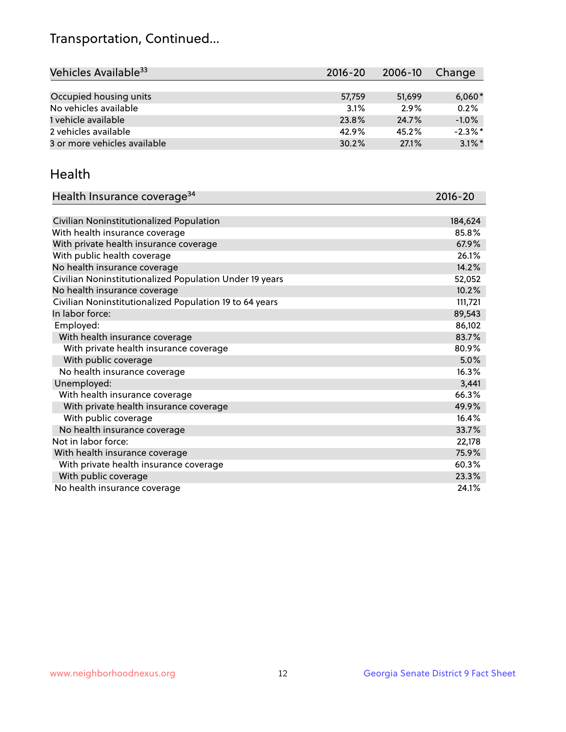# Transportation, Continued...

| Vehicles Available[33] | 2016-20 | 2006-10 | Change |
|---|---|---|---|
| Occupied housing units | 57,759 | 51,699 | 6,060* |
| No vehicles available | 3.1% | 2.9% | 0.2% |
| 1 vehicle available | 23.8% | 24.7% | -1.0% |
| 2 vehicles available | 42.9% | 45.2% | -2.3%* |
| 3 or more vehicles available | 30.2% | 27.1% | 3.1%* |

## Health

| Health Insurance coverage[34] | 2016-20 |
|---|---|
| Civilian Noninstitutionalized Population | 184,624 |
| With health insurance coverage | 85.8% |
| With private health insurance coverage | 67.9% |
| With public health coverage | 26.1% |
| No health insurance coverage | 14.2% |
| Civilian Noninstitutionalized Population Under 19 years | 52,052 |
| No health insurance coverage | 10.2% |
| Civilian Noninstitutionalized Population 19 to 64 years | 111,721 |
| In labor force: | 89,543 |
| Employed: | 86,102 |
| With health insurance coverage | 83.7% |
| With private health insurance coverage | 80.9% |
| With public coverage | 5.0% |
| No health insurance coverage | 16.3% |
| Unemployed: | 3,441 |
| With health insurance coverage | 66.3% |
| With private health insurance coverage | 49.9% |
| With public coverage | 16.4% |
| No health insurance coverage | 33.7% |
| Not in labor force: | 22,178 |
| With health insurance coverage | 75.9% |
| With private health insurance coverage | 60.3% |
| With public coverage | 23.3% |
| No health insurance coverage | 24.1% |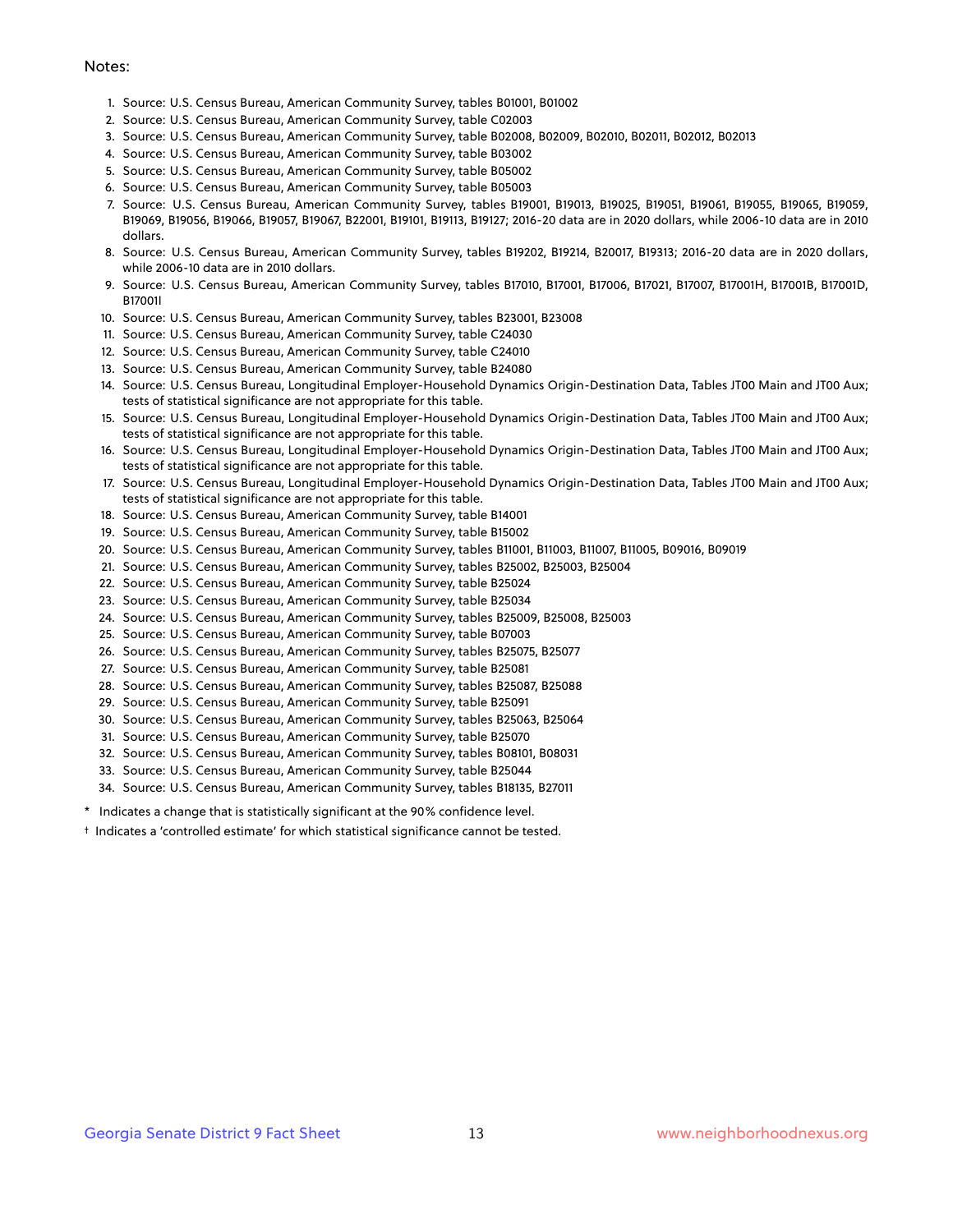Notes:

1. Source: U.S. Census Bureau, American Community Survey, tables B01001, B01002
2. Source: U.S. Census Bureau, American Community Survey, table C02003
3. Source: U.S. Census Bureau, American Community Survey, table B02008, B02009, B02010, B02011, B02012, B02013
4. Source: U.S. Census Bureau, American Community Survey, table B03002
5. Source: U.S. Census Bureau, American Community Survey, table B05002
6. Source: U.S. Census Bureau, American Community Survey, table B05003
7. Source: U.S. Census Bureau, American Community Survey, tables B19001, B19013, B19025, B19051, B19061, B19055, B19065, B19059, B19069, B19056, B19066, B19057, B19067, B22001, B19101, B19113, B19127; 2016-20 data are in 2020 dollars, while 2006-10 data are in 2010 dollars.
8. Source: U.S. Census Bureau, American Community Survey, tables B19202, B19214, B20017, B19313; 2016-20 data are in 2020 dollars, while 2006-10 data are in 2010 dollars.
9. Source: U.S. Census Bureau, American Community Survey, tables B17010, B17001, B17006, B17021, B17007, B17001H, B17001B, B17001D, B17001I
10. Source: U.S. Census Bureau, American Community Survey, tables B23001, B23008
11. Source: U.S. Census Bureau, American Community Survey, table C24030
12. Source: U.S. Census Bureau, American Community Survey, table C24010
13. Source: U.S. Census Bureau, American Community Survey, table B24080
14. Source: U.S. Census Bureau, Longitudinal Employer-Household Dynamics Origin-Destination Data, Tables JT00 Main and JT00 Aux; tests of statistical significance are not appropriate for this table.
15. Source: U.S. Census Bureau, Longitudinal Employer-Household Dynamics Origin-Destination Data, Tables JT00 Main and JT00 Aux; tests of statistical significance are not appropriate for this table.
16. Source: U.S. Census Bureau, Longitudinal Employer-Household Dynamics Origin-Destination Data, Tables JT00 Main and JT00 Aux; tests of statistical significance are not appropriate for this table.
17. Source: U.S. Census Bureau, Longitudinal Employer-Household Dynamics Origin-Destination Data, Tables JT00 Main and JT00 Aux; tests of statistical significance are not appropriate for this table.
18. Source: U.S. Census Bureau, American Community Survey, table B14001
19. Source: U.S. Census Bureau, American Community Survey, table B15002
20. Source: U.S. Census Bureau, American Community Survey, tables B11001, B11003, B11007, B11005, B09016, B09019
21. Source: U.S. Census Bureau, American Community Survey, tables B25002, B25003, B25004
22. Source: U.S. Census Bureau, American Community Survey, table B25024
23. Source: U.S. Census Bureau, American Community Survey, table B25034
24. Source: U.S. Census Bureau, American Community Survey, tables B25009, B25008, B25003
25. Source: U.S. Census Bureau, American Community Survey, table B07003
26. Source: U.S. Census Bureau, American Community Survey, tables B25075, B25077
27. Source: U.S. Census Bureau, American Community Survey, table B25081
28. Source: U.S. Census Bureau, American Community Survey, tables B25087, B25088
29. Source: U.S. Census Bureau, American Community Survey, table B25091
30. Source: U.S. Census Bureau, American Community Survey, tables B25063, B25064
31. Source: U.S. Census Bureau, American Community Survey, table B25070
32. Source: U.S. Census Bureau, American Community Survey, tables B08101, B08031
33. Source: U.S. Census Bureau, American Community Survey, table B25044
34. Source: U.S. Census Bureau, American Community Survey, tables B18135, B27011

\* Indicates a change that is statistically significant at the 90% confidence level.

† Indicates a 'controlled estimate' for which statistical significance cannot be tested.